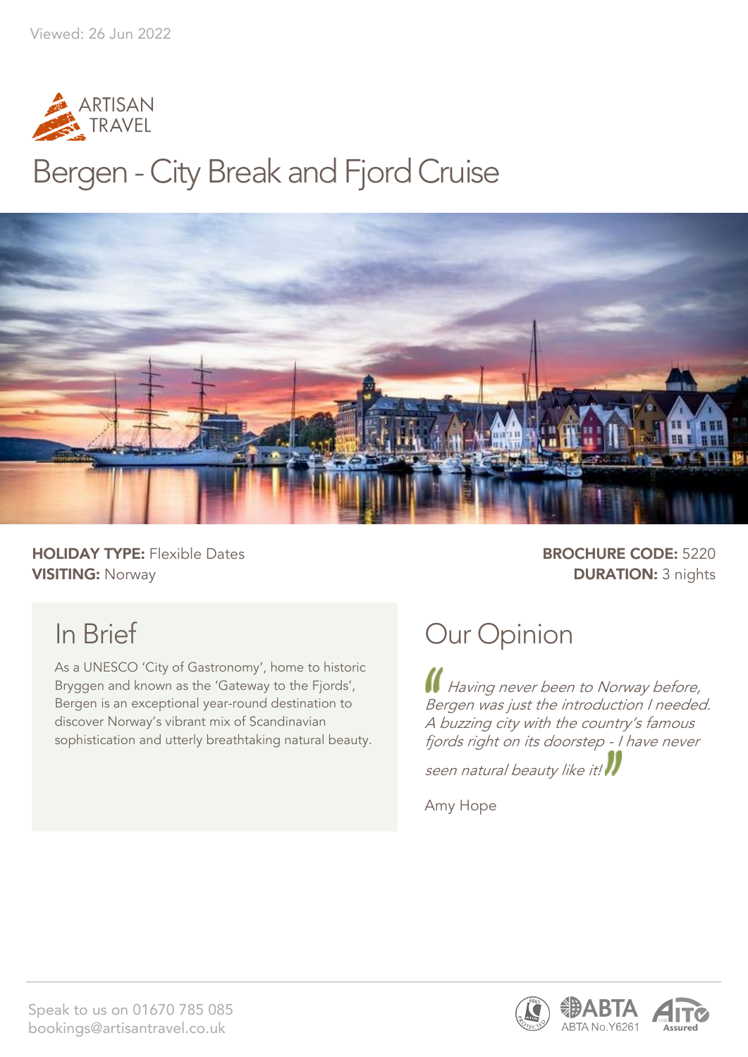Viewed: 26 Jun 2022

ARTISAN TRAVEL

# Bergen - City Break and Fjord Cruise

**HOLIDAY TYPE:** Flexible Dates
**VISITING:** Norway

**BROCHURE CODE:** 5220
**DURATION:** 3 nights

## In Brief

As a UNESCO 'City of Gastronomy', home to historic Bryggen and known as the 'Gateway to the Fjords', Bergen is an exceptional year-round destination to discover Norway's vibrant mix of Scandinavian sophistication and utterly breathtaking natural beauty.

## Our Opinion

*Having never been to Norway before, Bergen was just the introduction I needed. A buzzing city with the country's famous fjords right on its doorstep - I have never seen natural beauty like it!*

Amy Hope

Speak to us on 01670 785 085
bookings@artisantravel.co.uk

ABTA No.Y6261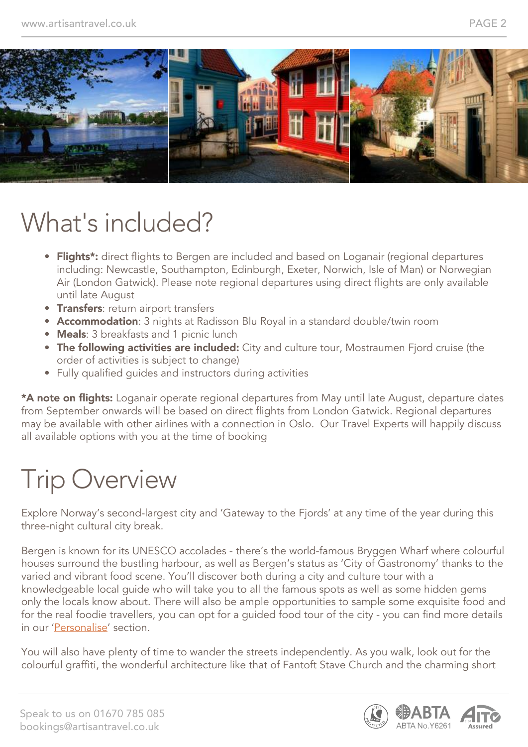# What's included?

- **Flights*:** direct flights to Bergen are included and based on Loganair (regional departures including: Newcastle, Southampton, Edinburgh, Exeter, Norwich, Isle of Man) or Norwegian Air (London Gatwick). Please note regional departures using direct flights are only available until late August
- **Transfers**: return airport transfers
- **Accommodation**: 3 nights at Radisson Blu Royal in a standard double/twin room
- **Meals**: 3 breakfasts and 1 picnic lunch
- **The following activities are included:** City and culture tour, Mostraumen Fjord cruise (the order of activities is subject to change)
- Fully qualified guides and instructors during activities

***A note on flights:** Loganair operate regional departures from May until late August, departure dates from September onwards will be based on direct flights from London Gatwick. Regional departures may be available with other airlines with a connection in Oslo. Our Travel Experts will happily discuss all available options with you at the time of booking

# Trip Overview

Explore Norway's second-largest city and 'Gateway to the Fjords' at any time of the year during this three-night cultural city break.

Bergen is known for its UNESCO accolades - there's the world-famous Bryggen Wharf where colourful houses surround the bustling harbour, as well as Bergen's status as 'City of Gastronomy' thanks to the varied and vibrant food scene. You'll discover both during a city and culture tour with a knowledgeable local guide who will take you to all the famous spots as well as some hidden gems only the locals know about. There will also be ample opportunities to sample some exquisite food and for the real foodie travellers, you can opt for a guided food tour of the city - you can find more details in our 'Personalise' section.

You will also have plenty of time to wander the streets independently. As you walk, look out for the colourful graffiti, the wonderful architecture like that of Fantoft Stave Church and the charming short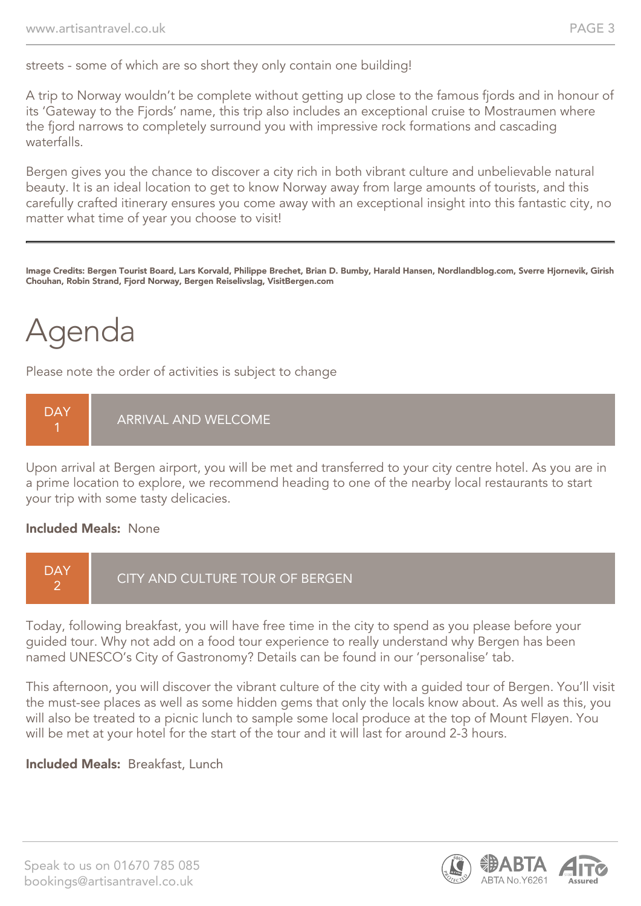streets - some of which are so short they only contain one building!

A trip to Norway wouldn't be complete without getting up close to the famous fjords and in honour of its 'Gateway to the Fjords' name, this trip also includes an exceptional cruise to Mostraumen where the fjord narrows to completely surround you with impressive rock formations and cascading waterfalls.

Bergen gives you the chance to discover a city rich in both vibrant culture and unbelievable natural beauty. It is an ideal location to get to know Norway away from large amounts of tourists, and this carefully crafted itinerary ensures you come away with an exceptional insight into this fantastic city, no matter what time of year you choose to visit!

---

**Image Credits: Bergen Tourist Board, Lars Korvald, Philippe Brechet, Brian D. Bumby, Harald Hansen, Nordlandblog.com, Sverre Hjornevik, Girish Chouhan, Robin Strand, Fjord Norway, Bergen Reiselivslag, VisitBergen.com**

# Agenda

Please note the order of activities is subject to change

## DAY 1 — ARRIVAL AND WELCOME

Upon arrival at Bergen airport, you will be met and transferred to your city centre hotel. As you are in a prime location to explore, we recommend heading to one of the nearby local restaurants to start your trip with some tasty delicacies.

**Included Meals:** None

## DAY 2 — CITY AND CULTURE TOUR OF BERGEN

Today, following breakfast, you will have free time in the city to spend as you please before your guided tour. Why not add on a food tour experience to really understand why Bergen has been named UNESCO's City of Gastronomy? Details can be found in our 'personalise' tab.

This afternoon, you will discover the vibrant culture of the city with a guided tour of Bergen. You'll visit the must-see places as well as some hidden gems that only the locals know about. As well as this, you will also be treated to a picnic lunch to sample some local produce at the top of Mount Fløyen. You will be met at your hotel for the start of the tour and it will last for around 2-3 hours.

**Included Meals:** Breakfast, Lunch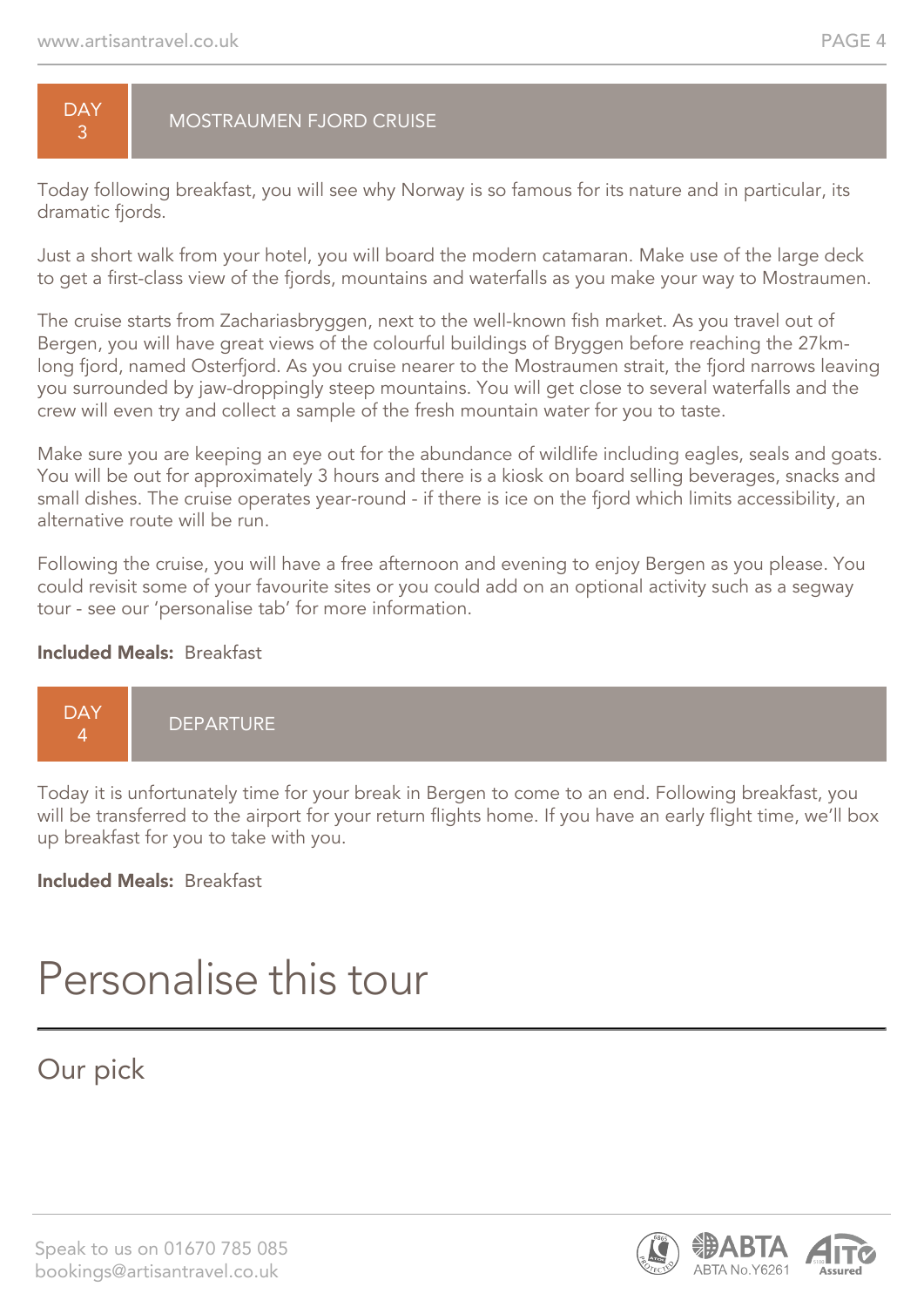## DAY 3 — MOSTRAUMEN FJORD CRUISE

Today following breakfast, you will see why Norway is so famous for its nature and in particular, its dramatic fjords.

Just a short walk from your hotel, you will board the modern catamaran. Make use of the large deck to get a first-class view of the fjords, mountains and waterfalls as you make your way to Mostraumen.

The cruise starts from Zachariasbryggen, next to the well-known fish market. As you travel out of Bergen, you will have great views of the colourful buildings of Bryggen before reaching the 27km-long fjord, named Osterfjord. As you cruise nearer to the Mostraumen strait, the fjord narrows leaving you surrounded by jaw-droppingly steep mountains. You will get close to several waterfalls and the crew will even try and collect a sample of the fresh mountain water for you to taste.

Make sure you are keeping an eye out for the abundance of wildlife including eagles, seals and goats. You will be out for approximately 3 hours and there is a kiosk on board selling beverages, snacks and small dishes. The cruise operates year-round - if there is ice on the fjord which limits accessibility, an alternative route will be run.

Following the cruise, you will have a free afternoon and evening to enjoy Bergen as you please. You could revisit some of your favourite sites or you could add on an optional activity such as a segway tour - see our 'personalise tab' for more information.

**Included Meals:** Breakfast

## DAY 4 — DEPARTURE

Today it is unfortunately time for your break in Bergen to come to an end. Following breakfast, you will be transferred to the airport for your return flights home. If you have an early flight time, we'll box up breakfast for you to take with you.

**Included Meals:** Breakfast

# Personalise this tour

## Our pick

Speak to us on 01670 785 085
bookings@artisantravel.co.uk

ABTA No.Y6261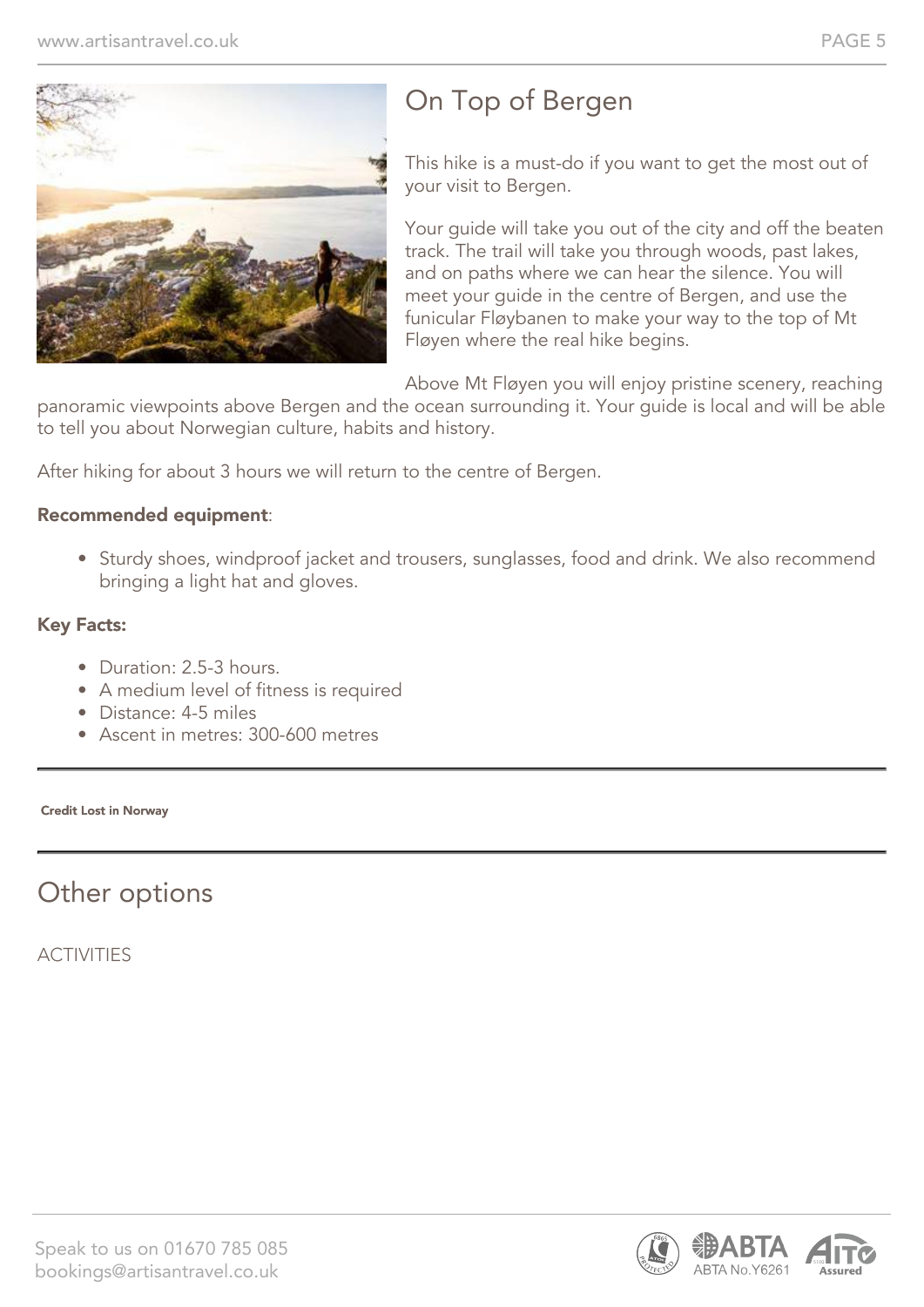## On Top of Bergen

This hike is a must-do if you want to get the most out of your visit to Bergen.

Your guide will take you out of the city and off the beaten track. The trail will take you through woods, past lakes, and on paths where we can hear the silence. You will meet your guide in the centre of Bergen, and use the funicular Fløybanen to make your way to the top of Mt Fløyen where the real hike begins.

Above Mt Fløyen you will enjoy pristine scenery, reaching panoramic viewpoints above Bergen and the ocean surrounding it. Your guide is local and will be able to tell you about Norwegian culture, habits and history.

After hiking for about 3 hours we will return to the centre of Bergen.

**Recommended equipment**:

- Sturdy shoes, windproof jacket and trousers, sunglasses, food and drink. We also recommend bringing a light hat and gloves.

**Key Facts:**

- Duration: 2.5-3 hours.
- A medium level of fitness is required
- Distance: 4-5 miles
- Ascent in metres: 300-600 metres

**Credit Lost in Norway**

## Other options

ACTIVITIES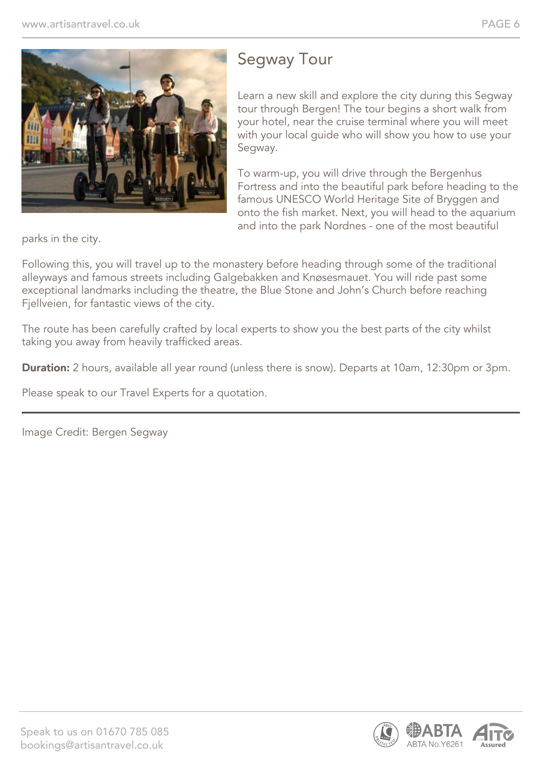## Segway Tour

Learn a new skill and explore the city during this Segway tour through Bergen! The tour begins a short walk from your hotel, near the cruise terminal where you will meet with your local guide who will show you how to use your Segway.

To warm-up, you will drive through the Bergenhus Fortress and into the beautiful park before heading to the famous UNESCO World Heritage Site of Bryggen and onto the fish market. Next, you will head to the aquarium and into the park Nordnes - one of the most beautiful parks in the city.

Following this, you will travel up to the monastery before heading through some of the traditional alleyways and famous streets including Galgebakken and Knøsesmauet. You will ride past some exceptional landmarks including the theatre, the Blue Stone and John's Church before reaching Fjellveien, for fantastic views of the city.

The route has been carefully crafted by local experts to show you the best parts of the city whilst taking you away from heavily trafficked areas.

**Duration:** 2 hours, available all year round (unless there is snow). Departs at 10am, 12:30pm or 3pm.

Please speak to our Travel Experts for a quotation.

---

Image Credit: Bergen Segway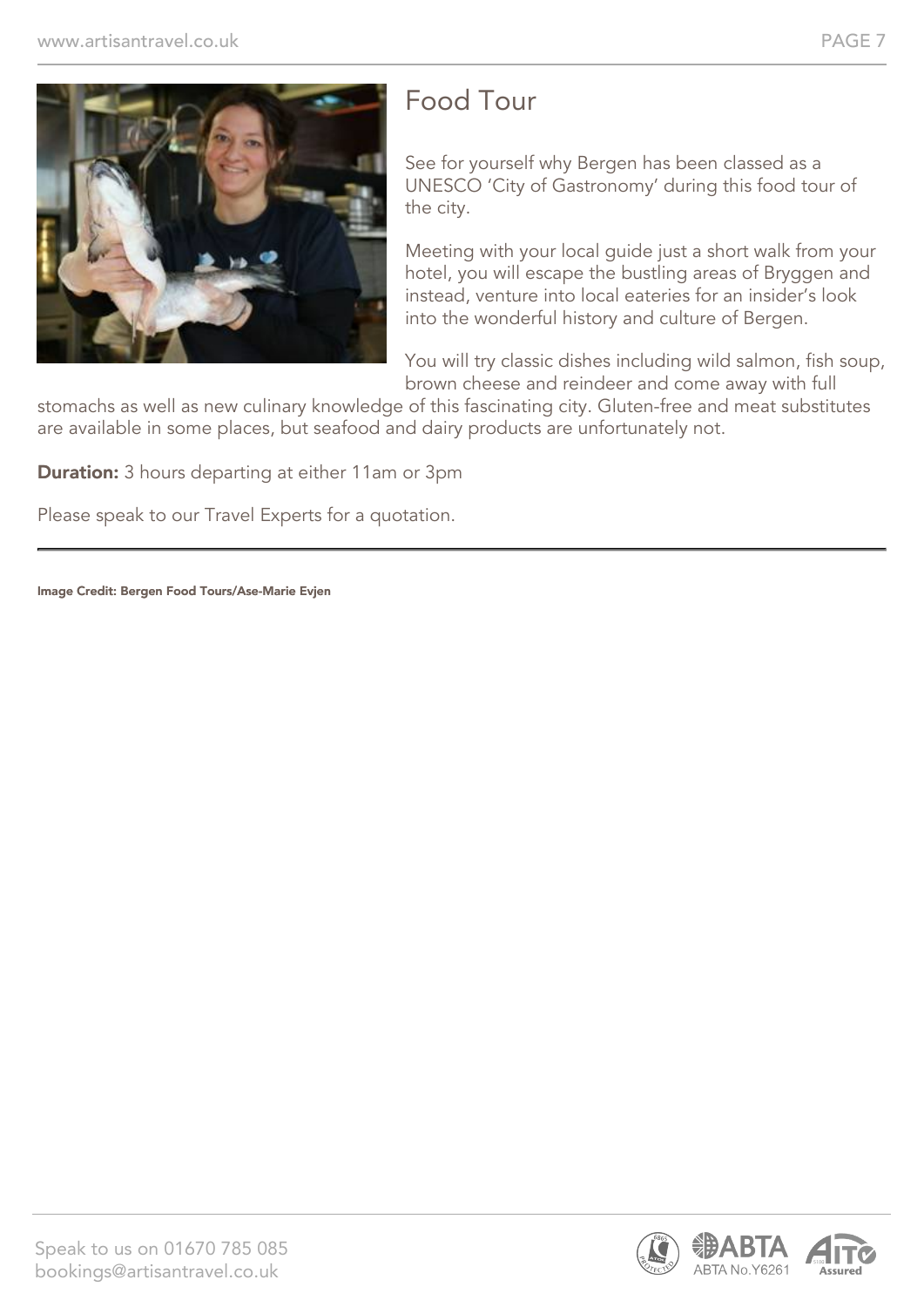# Food Tour

See for yourself why Bergen has been classed as a UNESCO 'City of Gastronomy' during this food tour of the city.

Meeting with your local guide just a short walk from your hotel, you will escape the bustling areas of Bryggen and instead, venture into local eateries for an insider's look into the wonderful history and culture of Bergen.

You will try classic dishes including wild salmon, fish soup, brown cheese and reindeer and come away with full stomachs as well as new culinary knowledge of this fascinating city. Gluten-free and meat substitutes are available in some places, but seafood and dairy products are unfortunately not.

**Duration:** 3 hours departing at either 11am or 3pm

Please speak to our Travel Experts for a quotation.

**Image Credit: Bergen Food Tours/Ase-Marie Evjen**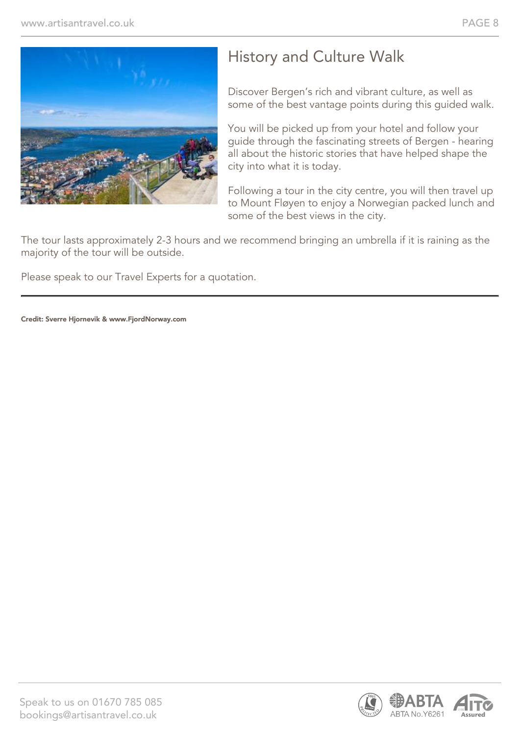## History and Culture Walk

Discover Bergen's rich and vibrant culture, as well as some of the best vantage points during this guided walk.

You will be picked up from your hotel and follow your guide through the fascinating streets of Bergen - hearing all about the historic stories that have helped shape the city into what it is today.

Following a tour in the city centre, you will then travel up to Mount Fløyen to enjoy a Norwegian packed lunch and some of the best views in the city.

The tour lasts approximately 2-3 hours and we recommend bringing an umbrella if it is raining as the majority of the tour will be outside.

Please speak to our Travel Experts for a quotation.

---

**Credit: Sverre Hjornevik & www.FjordNorway.com**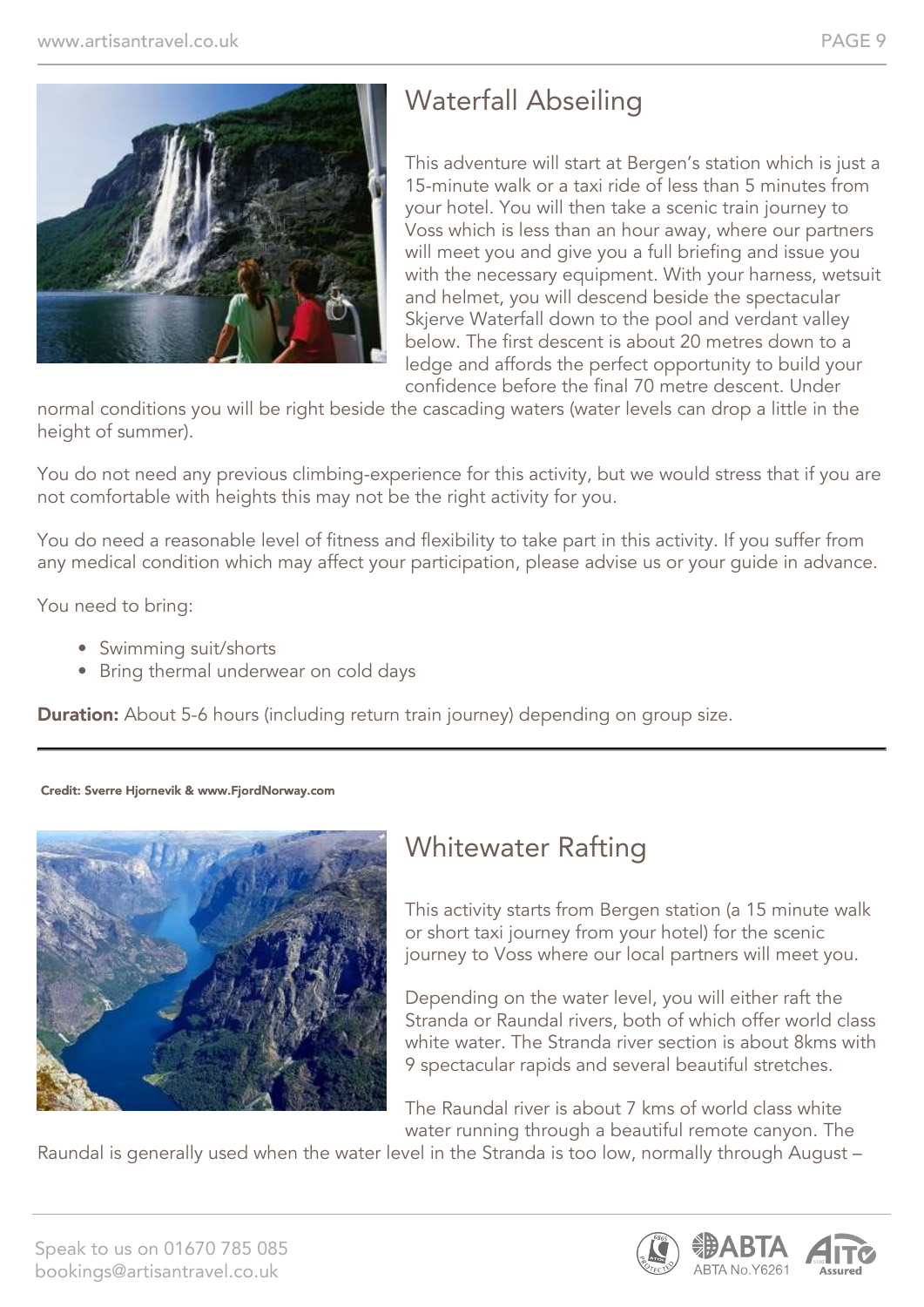## Waterfall Abseiling

This adventure will start at Bergen's station which is just a 15-minute walk or a taxi ride of less than 5 minutes from your hotel. You will then take a scenic train journey to Voss which is less than an hour away, where our partners will meet you and give you a full briefing and issue you with the necessary equipment. With your harness, wetsuit and helmet, you will descend beside the spectacular Skjerve Waterfall down to the pool and verdant valley below. The first descent is about 20 metres down to a ledge and affords the perfect opportunity to build your confidence before the final 70 metre descent. Under normal conditions you will be right beside the cascading waters (water levels can drop a little in the height of summer).

You do not need any previous climbing-experience for this activity, but we would stress that if you are not comfortable with heights this may not be the right activity for you.

You do need a reasonable level of fitness and flexibility to take part in this activity. If you suffer from any medical condition which may affect your participation, please advise us or your guide in advance.

You need to bring:

- Swimming suit/shorts
- Bring thermal underwear on cold days

**Duration:** About 5-6 hours (including return train journey) depending on group size.

**Credit: Sverre Hjornevik & www.FjordNorway.com**

## Whitewater Rafting

This activity starts from Bergen station (a 15 minute walk or short taxi journey from your hotel) for the scenic journey to Voss where our local partners will meet you.

Depending on the water level, you will either raft the Stranda or Raundal rivers, both of which offer world class white water. The Stranda river section is about 8kms with 9 spectacular rapids and several beautiful stretches.

The Raundal river is about 7 kms of world class white water running through a beautiful remote canyon. The Raundal is generally used when the water level in the Stranda is too low, normally through August –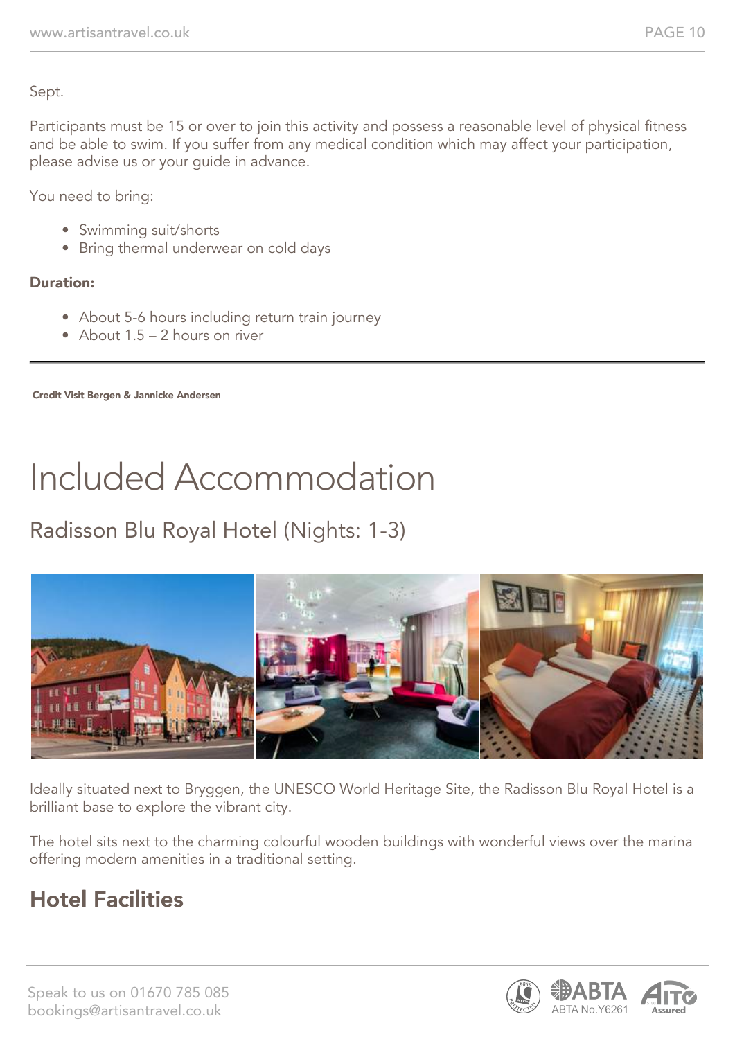Sept.

Participants must be 15 or over to join this activity and possess a reasonable level of physical fitness and be able to swim. If you suffer from any medical condition which may affect your participation, please advise us or your guide in advance.

You need to bring:

- Swimming suit/shorts
- Bring thermal underwear on cold days

**Duration:**

- About 5-6 hours including return train journey
- About 1.5 – 2 hours on river

---

**Credit Visit Bergen & Jannicke Andersen**

# Included Accommodation

## Radisson Blu Royal Hotel (Nights: 1-3)

Ideally situated next to Bryggen, the UNESCO World Heritage Site, the Radisson Blu Royal Hotel is a brilliant base to explore the vibrant city.

The hotel sits next to the charming colourful wooden buildings with wonderful views over the marina offering modern amenities in a traditional setting.

## Hotel Facilities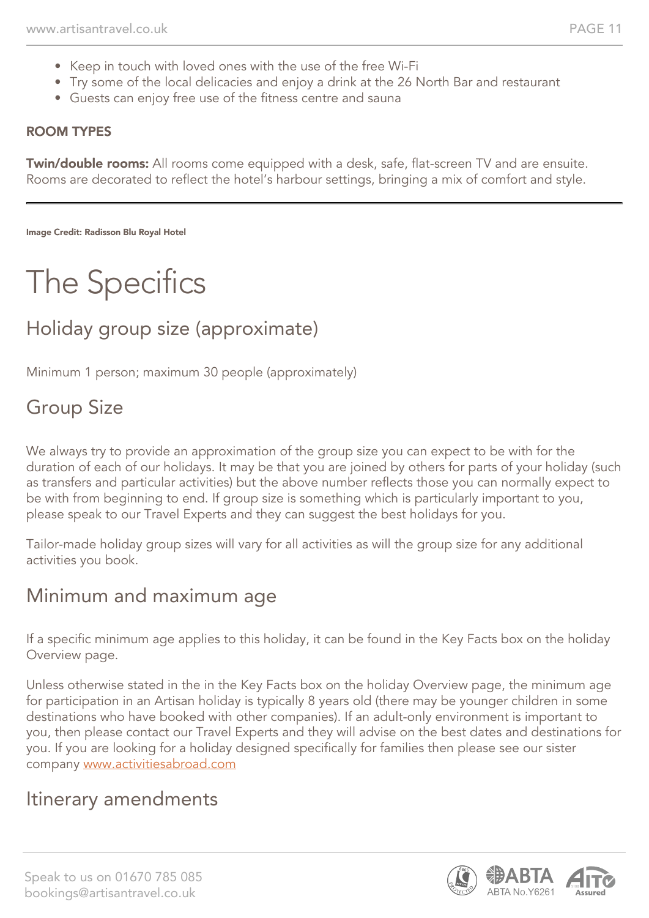- Keep in touch with loved ones with the use of the free Wi-Fi
- Try some of the local delicacies and enjoy a drink at the 26 North Bar and restaurant
- Guests can enjoy free use of the fitness centre and sauna

**ROOM TYPES**

**Twin/double rooms:** All rooms come equipped with a desk, safe, flat-screen TV and are ensuite. Rooms are decorated to reflect the hotel's harbour settings, bringing a mix of comfort and style.

---

**Image Credit: Radisson Blu Royal Hotel**

# The Specifics

## Holiday group size (approximate)

Minimum 1 person; maximum 30 people (approximately)

## Group Size

We always try to provide an approximation of the group size you can expect to be with for the duration of each of our holidays. It may be that you are joined by others for parts of your holiday (such as transfers and particular activities) but the above number reflects those you can normally expect to be with from beginning to end. If group size is something which is particularly important to you, please speak to our Travel Experts and they can suggest the best holidays for you.

Tailor-made holiday group sizes will vary for all activities as will the group size for any additional activities you book.

## Minimum and maximum age

If a specific minimum age applies to this holiday, it can be found in the Key Facts box on the holiday Overview page.

Unless otherwise stated in the in the Key Facts box on the holiday Overview page, the minimum age for participation in an Artisan holiday is typically 8 years old (there may be younger children in some destinations who have booked with other companies). If an adult-only environment is important to you, then please contact our Travel Experts and they will advise on the best dates and destinations for you. If you are looking for a holiday designed specifically for families then please see our sister company www.activitiesabroad.com

## Itinerary amendments

Speak to us on 01670 785 085
bookings@artisantravel.co.uk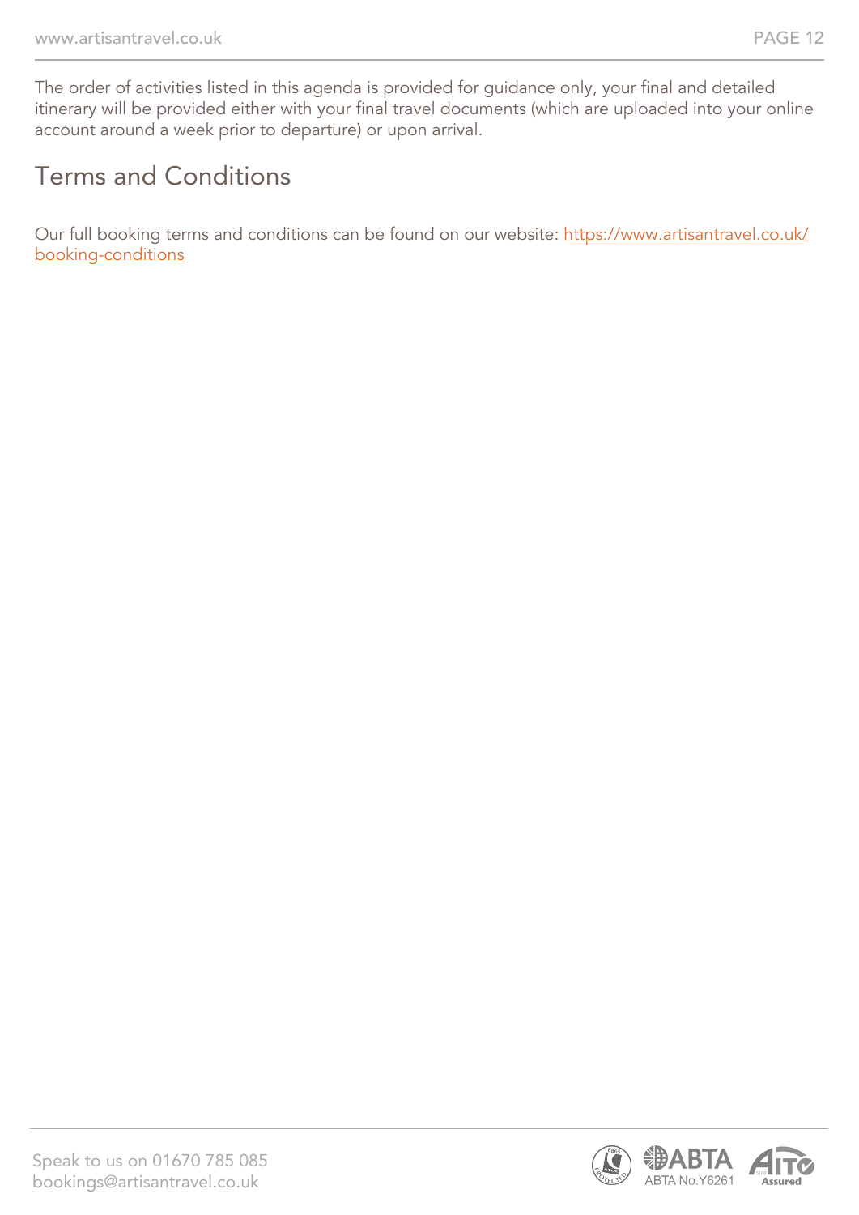The order of activities listed in this agenda is provided for guidance only, your final and detailed itinerary will be provided either with your final travel documents (which are uploaded into your online account around a week prior to departure) or upon arrival.

## Terms and Conditions

Our full booking terms and conditions can be found on our website: [https://www.artisantravel.co.uk/booking-conditions](https://www.artisantravel.co.uk/booking-conditions)